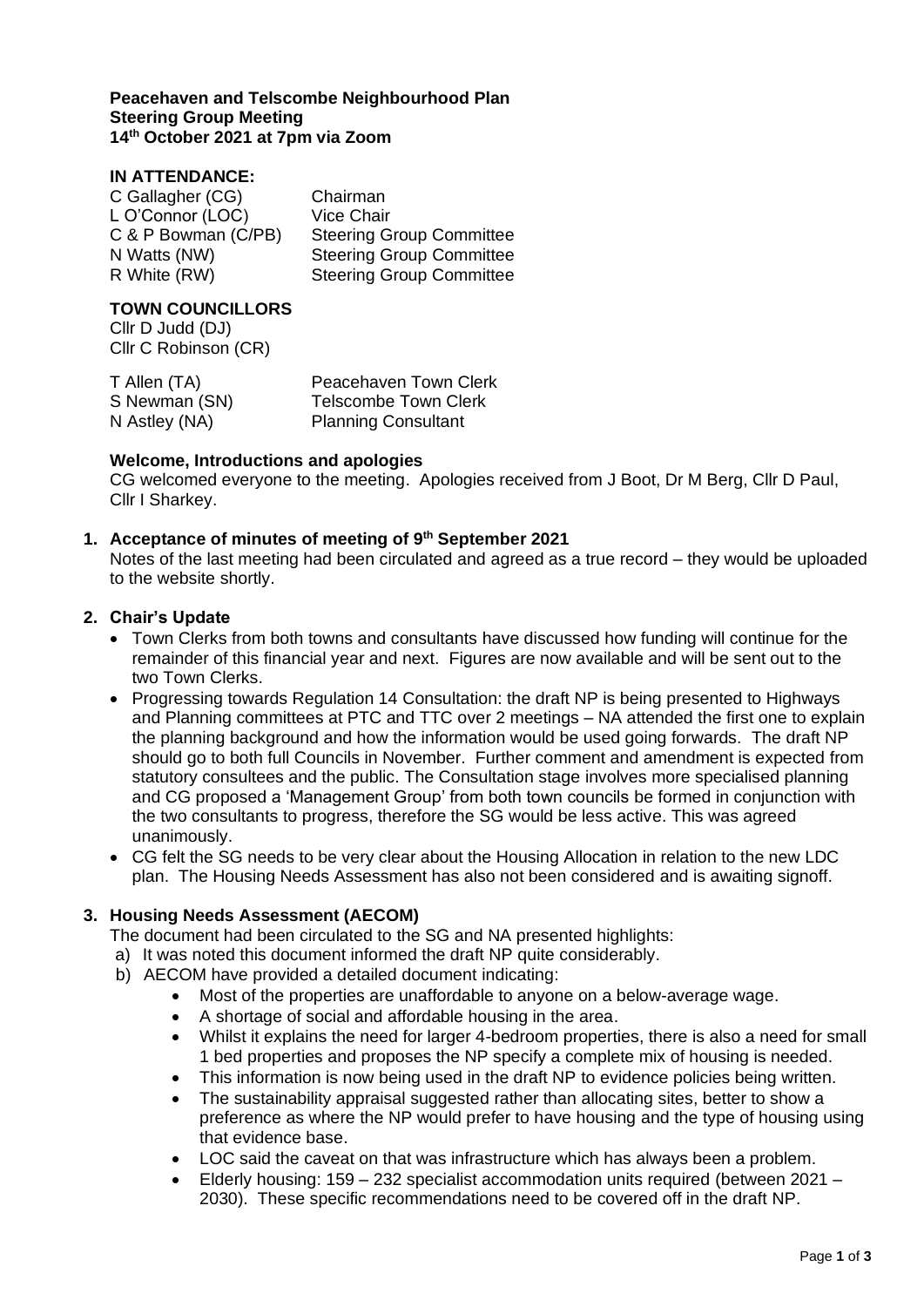**Peacehaven and Telscombe Neighbourhood Plan**
**Steering Group Meeting**
**14th October 2021 at 7pm via Zoom**

**IN ATTENDANCE:**

| | |
|---|---|
| C Gallagher (CG) | Chairman |
| L O'Connor (LOC) | Vice Chair |
| C & P Bowman (C/PB) | Steering Group Committee |
| N Watts (NW) | Steering Group Committee |
| R White (RW) | Steering Group Committee |

**TOWN COUNCILLORS**

Cllr D Judd (DJ)
Cllr C Robinson (CR)

| | |
|---|---|
| T Allen (TA) | Peacehaven Town Clerk |
| S Newman (SN) | Telscombe Town Clerk |
| N Astley (NA) | Planning Consultant |

**Welcome, Introductions and apologies**

CG welcomed everyone to the meeting. Apologies received from J Boot, Dr M Berg, Cllr D Paul, Cllr I Sharkey.

1. **Acceptance of minutes of meeting of 9th September 2021**

   Notes of the last meeting had been circulated and agreed as a true record – they would be uploaded to the website shortly.

2. **Chair's Update**
   - Town Clerks from both towns and consultants have discussed how funding will continue for the remainder of this financial year and next. Figures are now available and will be sent out to the two Town Clerks.
   - Progressing towards Regulation 14 Consultation: the draft NP is being presented to Highways and Planning committees at PTC and TTC over 2 meetings – NA attended the first one to explain the planning background and how the information would be used going forwards. The draft NP should go to both full Councils in November. Further comment and amendment is expected from statutory consultees and the public. The Consultation stage involves more specialised planning and CG proposed a 'Management Group' from both town councils be formed in conjunction with the two consultants to progress, therefore the SG would be less active. This was agreed unanimously.
   - CG felt the SG needs to be very clear about the Housing Allocation in relation to the new LDC plan. The Housing Needs Assessment has also not been considered and is awaiting signoff.

3. **Housing Needs Assessment (AECOM)**

   The document had been circulated to the SG and NA presented highlights:

   a) It was noted this document informed the draft NP quite considerably.

   b) AECOM have provided a detailed document indicating:
      - Most of the properties are unaffordable to anyone on a below-average wage.
      - A shortage of social and affordable housing in the area.
      - Whilst it explains the need for larger 4-bedroom properties, there is also a need for small 1 bed properties and proposes the NP specify a complete mix of housing is needed.
      - This information is now being used in the draft NP to evidence policies being written.
      - The sustainability appraisal suggested rather than allocating sites, better to show a preference as where the NP would prefer to have housing and the type of housing using that evidence base.
      - LOC said the caveat on that was infrastructure which has always been a problem.
      - Elderly housing: 159 – 232 specialist accommodation units required (between 2021 – 2030). These specific recommendations need to be covered off in the draft NP.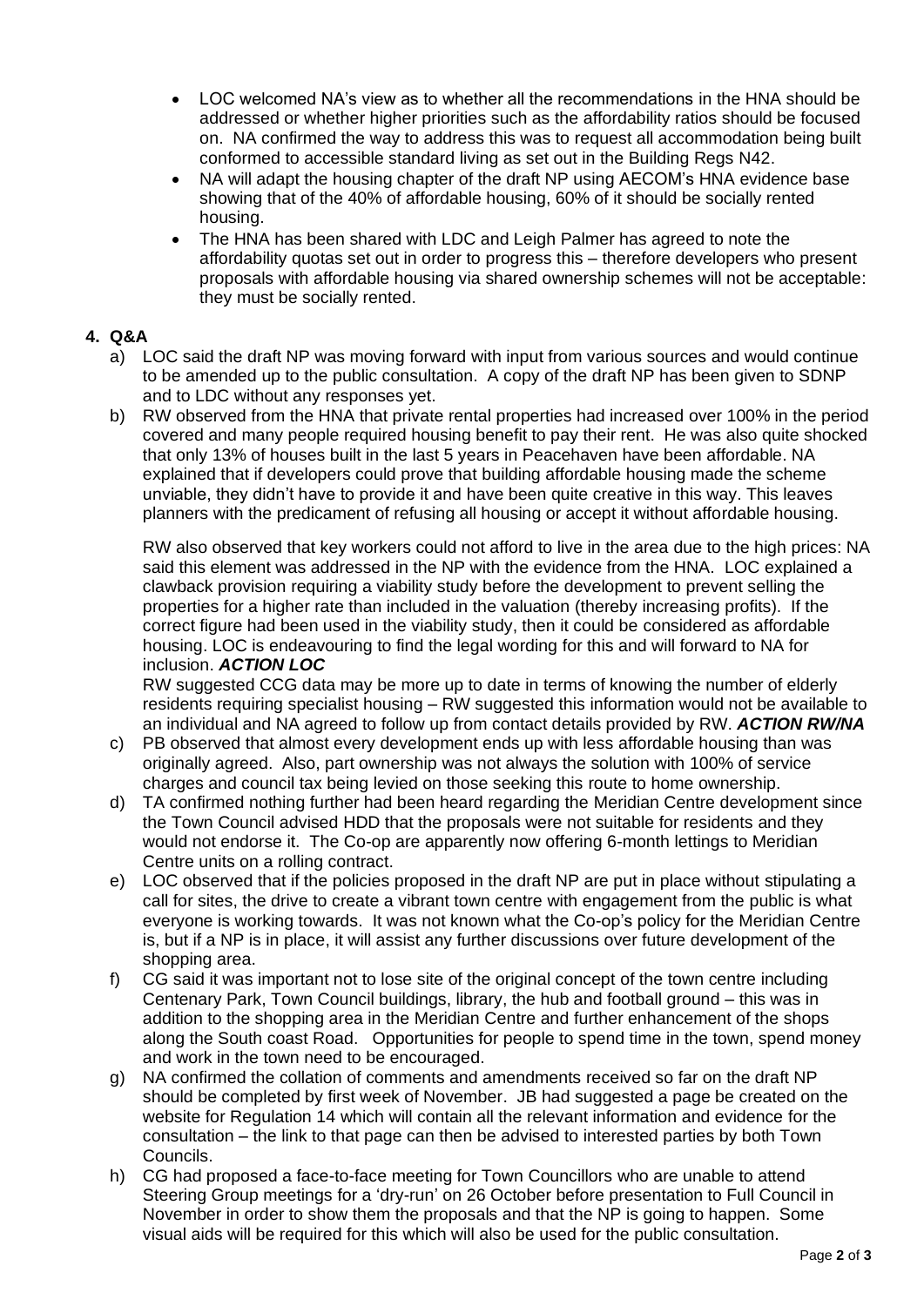- LOC welcomed NA's view as to whether all the recommendations in the HNA should be addressed or whether higher priorities such as the affordability ratios should be focused on. NA confirmed the way to address this was to request all accommodation being built conformed to accessible standard living as set out in the Building Regs N42.
- NA will adapt the housing chapter of the draft NP using AECOM's HNA evidence base showing that of the 40% of affordable housing, 60% of it should be socially rented housing.
- The HNA has been shared with LDC and Leigh Palmer has agreed to note the affordability quotas set out in order to progress this – therefore developers who present proposals with affordable housing via shared ownership schemes will not be acceptable: they must be socially rented.

**4. Q&A**

a) LOC said the draft NP was moving forward with input from various sources and would continue to be amended up to the public consultation. A copy of the draft NP has been given to SDNP and to LDC without any responses yet.

b) RW observed from the HNA that private rental properties had increased over 100% in the period covered and many people required housing benefit to pay their rent. He was also quite shocked that only 13% of houses built in the last 5 years in Peacehaven have been affordable. NA explained that if developers could prove that building affordable housing made the scheme unviable, they didn't have to provide it and have been quite creative in this way. This leaves planners with the predicament of refusing all housing or accept it without affordable housing.

RW also observed that key workers could not afford to live in the area due to the high prices: NA said this element was addressed in the NP with the evidence from the HNA. LOC explained a clawback provision requiring a viability study before the development to prevent selling the properties for a higher rate than included in the valuation (thereby increasing profits). If the correct figure had been used in the viability study, then it could be considered as affordable housing. LOC is endeavouring to find the legal wording for this and will forward to NA for inclusion. ***ACTION LOC***

RW suggested CCG data may be more up to date in terms of knowing the number of elderly residents requiring specialist housing – RW suggested this information would not be available to an individual and NA agreed to follow up from contact details provided by RW. ***ACTION RW/NA***

c) PB observed that almost every development ends up with less affordable housing than was originally agreed. Also, part ownership was not always the solution with 100% of service charges and council tax being levied on those seeking this route to home ownership.

d) TA confirmed nothing further had been heard regarding the Meridian Centre development since the Town Council advised HDD that the proposals were not suitable for residents and they would not endorse it. The Co-op are apparently now offering 6-month lettings to Meridian Centre units on a rolling contract.

e) LOC observed that if the policies proposed in the draft NP are put in place without stipulating a call for sites, the drive to create a vibrant town centre with engagement from the public is what everyone is working towards. It was not known what the Co-op's policy for the Meridian Centre is, but if a NP is in place, it will assist any further discussions over future development of the shopping area.

f) CG said it was important not to lose site of the original concept of the town centre including Centenary Park, Town Council buildings, library, the hub and football ground – this was in addition to the shopping area in the Meridian Centre and further enhancement of the shops along the South coast Road. Opportunities for people to spend time in the town, spend money and work in the town need to be encouraged.

g) NA confirmed the collation of comments and amendments received so far on the draft NP should be completed by first week of November. JB had suggested a page be created on the website for Regulation 14 which will contain all the relevant information and evidence for the consultation – the link to that page can then be advised to interested parties by both Town Councils.

h) CG had proposed a face-to-face meeting for Town Councillors who are unable to attend Steering Group meetings for a 'dry-run' on 26 October before presentation to Full Council in November in order to show them the proposals and that the NP is going to happen. Some visual aids will be required for this which will also be used for the public consultation.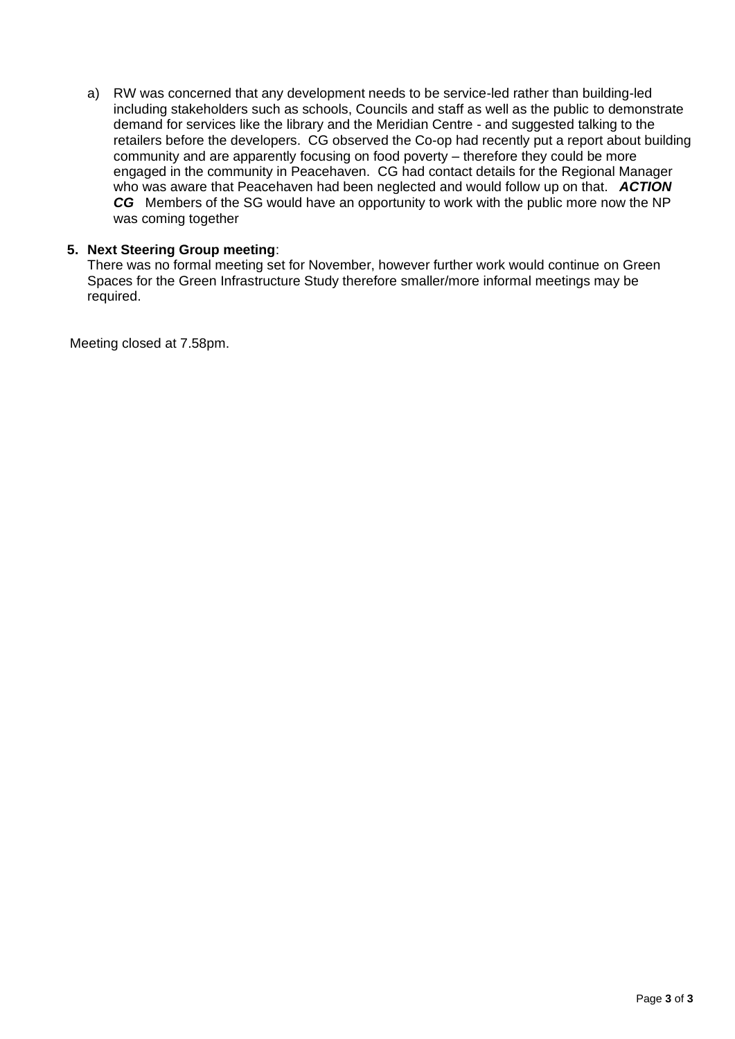a) RW was concerned that any development needs to be service-led rather than building-led including stakeholders such as schools, Councils and staff as well as the public to demonstrate demand for services like the library and the Meridian Centre - and suggested talking to the retailers before the developers. CG observed the Co-op had recently put a report about building community and are apparently focusing on food poverty – therefore they could be more engaged in the community in Peacehaven. CG had contact details for the Regional Manager who was aware that Peacehaven had been neglected and would follow up on that. ***ACTION CG*** Members of the SG would have an opportunity to work with the public more now the NP was coming together

5. **Next Steering Group meeting**:
   There was no formal meeting set for November, however further work would continue on Green Spaces for the Green Infrastructure Study therefore smaller/more informal meetings may be required.

Meeting closed at 7.58pm.